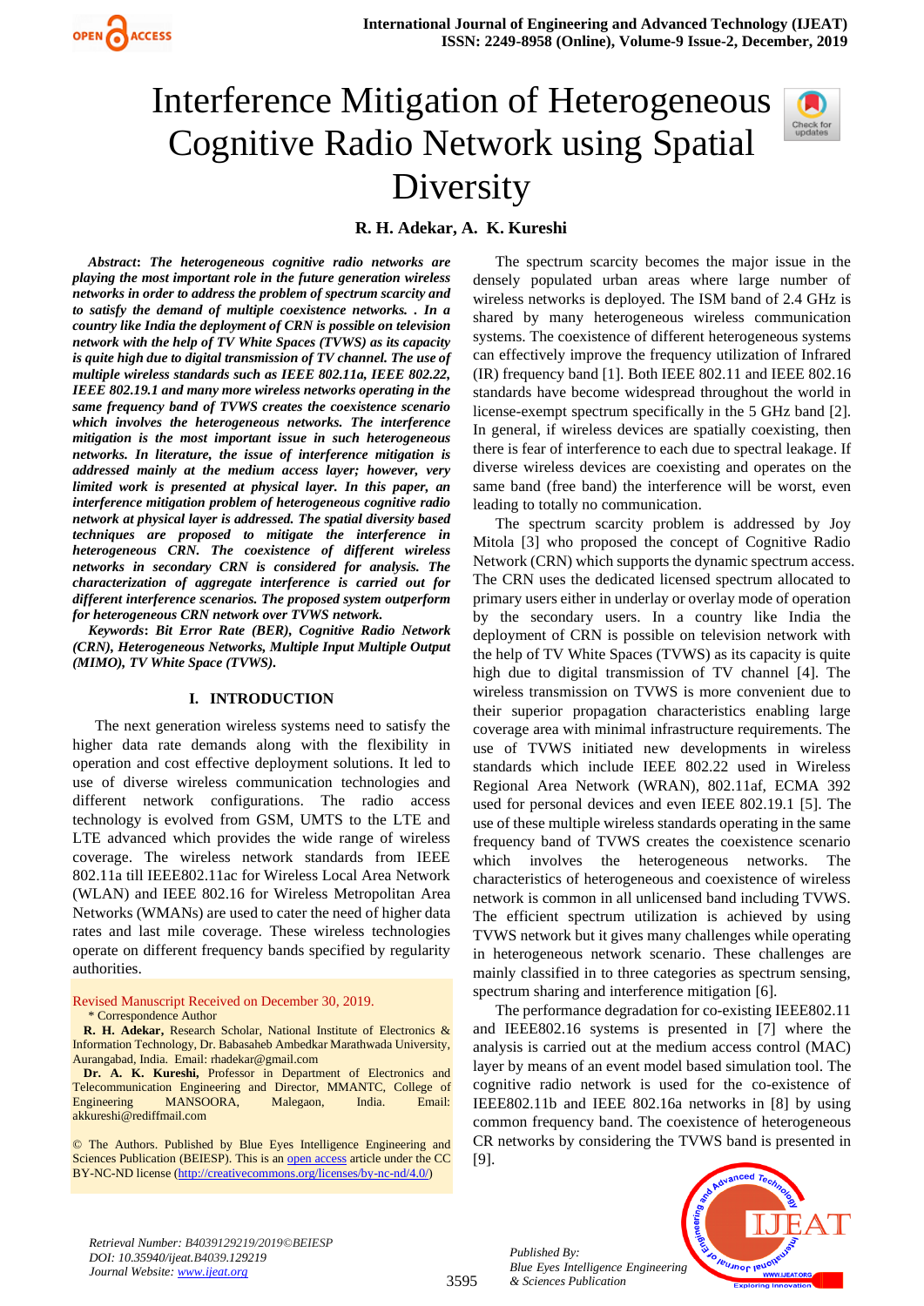# Interference Mitigation of Heterogeneous Cognitive Radio Network using Spatial Diversity

**R. H. Adekar, A. K. Kureshi**

***Abstract*: *The heterogeneous cognitive radio networks are playing the most important role in the future generation wireless networks in order to address the problem of spectrum scarcity and to satisfy the demand of multiple coexistence networks. . In a country like India the deployment of CRN is possible on television network with the help of TV White Spaces (TVWS) as its capacity is quite high due to digital transmission of TV channel. The use of multiple wireless standards such as IEEE 802.11a, IEEE 802.22, IEEE 802.19.1 and many more wireless networks operating in the same frequency band of TVWS creates the coexistence scenario which involves the heterogeneous networks. The interference mitigation is the most important issue in such heterogeneous networks. In literature, the issue of interference mitigation is addressed mainly at the medium access layer; however, very limited work is presented at physical layer. In this paper, an interference mitigation problem of heterogeneous cognitive radio network at physical layer is addressed. The spatial diversity based techniques are proposed to mitigate the interference in heterogeneous CRN. The coexistence of different wireless networks in secondary CRN is considered for analysis. The characterization of aggregate interference is carried out for different interference scenarios. The proposed system outperform for heterogeneous CRN network over TVWS network.***

***Keywords*: *Bit Error Rate (BER), Cognitive Radio Network (CRN), Heterogeneous Networks, Multiple Input Multiple Output (MIMO), TV White Space (TVWS).***

## I. INTRODUCTION

The next generation wireless systems need to satisfy the higher data rate demands along with the flexibility in operation and cost effective deployment solutions. It led to use of diverse wireless communication technologies and different network configurations. The radio access technology is evolved from GSM, UMTS to the LTE and LTE advanced which provides the wide range of wireless coverage. The wireless network standards from IEEE 802.11a till IEEE802.11ac for Wireless Local Area Network (WLAN) and IEEE 802.16 for Wireless Metropolitan Area Networks (WMANs) are used to cater the need of higher data rates and last mile coverage. These wireless technologies operate on different frequency bands specified by regularity authorities.

Revised Manuscript Received on December 30, 2019.

\* Correspondence Author

**R. H. Adekar,** Research Scholar, National Institute of Electronics & Information Technology, Dr. Babasaheb Ambedkar Marathwada University, Aurangabad, India. Email: rhadekar@gmail.com

**Dr. A. K. Kureshi,** Professor in Department of Electronics and Telecommunication Engineering and Director, MMANTC, College of Engineering MANSOORA, Malegaon, India. Email: akkureshi@rediffmail.com

© The Authors. Published by Blue Eyes Intelligence Engineering and Sciences Publication (BEIESP). This is an open access article under the CC BY-NC-ND license (http://creativecommons.org/licenses/by-nc-nd/4.0/)

The spectrum scarcity becomes the major issue in the densely populated urban areas where large number of wireless networks is deployed. The ISM band of 2.4 GHz is shared by many heterogeneous wireless communication systems. The coexistence of different heterogeneous systems can effectively improve the frequency utilization of Infrared (IR) frequency band [1]. Both IEEE 802.11 and IEEE 802.16 standards have become widespread throughout the world in license-exempt spectrum specifically in the 5 GHz band [2]. In general, if wireless devices are spatially coexisting, then there is fear of interference to each due to spectral leakage. If diverse wireless devices are coexisting and operates on the same band (free band) the interference will be worst, even leading to totally no communication.

The spectrum scarcity problem is addressed by Joy Mitola [3] who proposed the concept of Cognitive Radio Network (CRN) which supports the dynamic spectrum access. The CRN uses the dedicated licensed spectrum allocated to primary users either in underlay or overlay mode of operation by the secondary users. In a country like India the deployment of CRN is possible on television network with the help of TV White Spaces (TVWS) as its capacity is quite high due to digital transmission of TV channel [4]. The wireless transmission on TVWS is more convenient due to their superior propagation characteristics enabling large coverage area with minimal infrastructure requirements. The use of TVWS initiated new developments in wireless standards which include IEEE 802.22 used in Wireless Regional Area Network (WRAN), 802.11af, ECMA 392 used for personal devices and even IEEE 802.19.1 [5]. The use of these multiple wireless standards operating in the same frequency band of TVWS creates the coexistence scenario which involves the heterogeneous networks. The characteristics of heterogeneous and coexistence of wireless network is common in all unlicensed band including TVWS. The efficient spectrum utilization is achieved by using TVWS network but it gives many challenges while operating in heterogeneous network scenario. These challenges are mainly classified in to three categories as spectrum sensing, spectrum sharing and interference mitigation [6].

The performance degradation for co-existing IEEE802.11 and IEEE802.16 systems is presented in [7] where the analysis is carried out at the medium access control (MAC) layer by means of an event model based simulation tool. The cognitive radio network is used for the co-existence of IEEE802.11b and IEEE 802.16a networks in [8] by using common frequency band. The coexistence of heterogeneous CR networks by considering the TVWS band is presented in [9].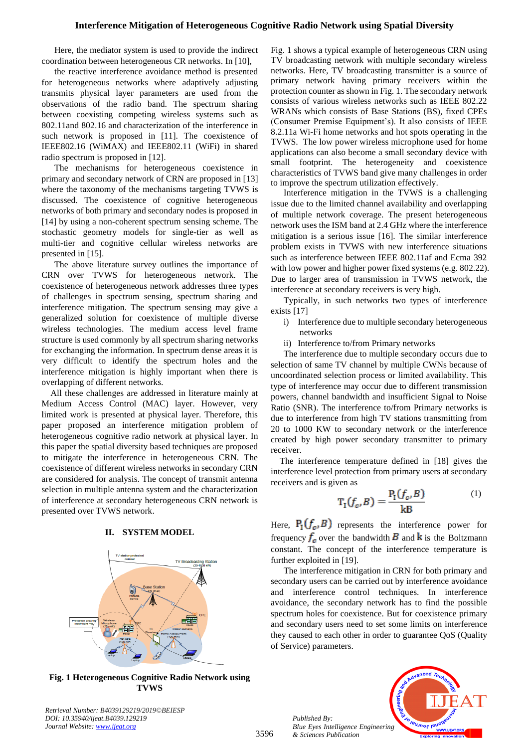Here, the mediator system is used to provide the indirect coordination between heterogeneous CR networks. In [10], the reactive interference avoidance method is presented for heterogeneous networks where adaptively adjusting transmits physical layer parameters are used from the observations of the radio band. The spectrum sharing between coexisting competing wireless systems such as 802.11and 802.16 and characterization of the interference in such network is proposed in [11]. The coexistence of IEEE802.16 (WiMAX) and IEEE802.11 (WiFi) in shared radio spectrum is proposed in [12].

The mechanisms for heterogeneous coexistence in primary and secondary network of CRN are proposed in [13] where the taxonomy of the mechanisms targeting TVWS is discussed. The coexistence of cognitive heterogeneous networks of both primary and secondary nodes is proposed in [14] by using a non-coherent spectrum sensing scheme. The stochastic geometry models for single-tier as well as multi-tier and cognitive cellular wireless networks are presented in [15].

The above literature survey outlines the importance of CRN over TVWS for heterogeneous network. The coexistence of heterogeneous network addresses three types of challenges in spectrum sensing, spectrum sharing and interference mitigation. The spectrum sensing may give a generalized solution for coexistence of multiple diverse wireless technologies. The medium access level frame structure is used commonly by all spectrum sharing networks for exchanging the information. In spectrum dense areas it is very difficult to identify the spectrum holes and the interference mitigation is highly important when there is overlapping of different networks.

All these challenges are addressed in literature mainly at Medium Access Control (MAC) layer. However, very limited work is presented at physical layer. Therefore, this paper proposed an interference mitigation problem of heterogeneous cognitive radio network at physical layer. In this paper the spatial diversity based techniques are proposed to mitigate the interference in heterogeneous CRN. The coexistence of different wireless networks in secondary CRN are considered for analysis. The concept of transmit antenna selection in multiple antenna system and the characterization of interference at secondary heterogeneous CRN network is presented over TVWS network.

## II. SYSTEM MODEL

**Fig. 1 Heterogeneous Cognitive Radio Network using TVWS**

Fig. 1 shows a typical example of heterogeneous CRN using TV broadcasting network with multiple secondary wireless networks. Here, TV broadcasting transmitter is a source of primary network having primary receivers within the protection counter as shown in Fig. 1. The secondary network consists of various wireless networks such as IEEE 802.22 WRANs which consists of Base Stations (BS), fixed CPEs (Consumer Premise Equipment's). It also consists of IEEE 8.2.11a Wi-Fi home networks and hot spots operating in the TVWS. The low power wireless microphone used for home applications can also become a small secondary device with small footprint. The heterogeneity and coexistence characteristics of TVWS band give many challenges in order to improve the spectrum utilization effectively.

Interference mitigation in the TVWS is a challenging issue due to the limited channel availability and overlapping of multiple network coverage. The present heterogeneous network uses the ISM band at 2.4 GHz where the interference mitigation is a serious issue [16]. The similar interference problem exists in TVWS with new interference situations such as interference between IEEE 802.11af and Ecma 392 with low power and higher power fixed systems (e.g. 802.22). Due to larger area of transmission in TVWS network, the interference at secondary receivers is very high.

Typically, in such networks two types of interference exists [17]

i) Interference due to multiple secondary heterogeneous networks

ii) Interference to/from Primary networks

The interference due to multiple secondary occurs due to selection of same TV channel by multiple CWNs because of uncoordinated selection process or limited availability. This type of interference may occur due to different transmission powers, channel bandwidth and insufficient Signal to Noise Ratio (SNR). The interference to/from Primary networks is due to interference from high TV stations transmitting from 20 to 1000 KW to secondary network or the interference created by high power secondary transmitter to primary receiver.

The interference temperature defined in [18] gives the interference level protection from primary users at secondary receivers and is given as

$$T_I(f_c, B) = \frac{P_I(f_c, B)}{kB} \quad (1)$$

Here, $P_I(f_c, B)$ represents the interference power for frequency $f_c$ over the bandwidth $B$ and $k$ is the Boltzmann constant. The concept of the interference temperature is further exploited in [19].

The interference mitigation in CRN for both primary and secondary users can be carried out by interference avoidance and interference control techniques. In interference avoidance, the secondary network has to find the possible spectrum holes for coexistence. But for coexistence primary and secondary users need to set some limits on interference they caused to each other in order to guarantee QoS (Quality of Service) parameters.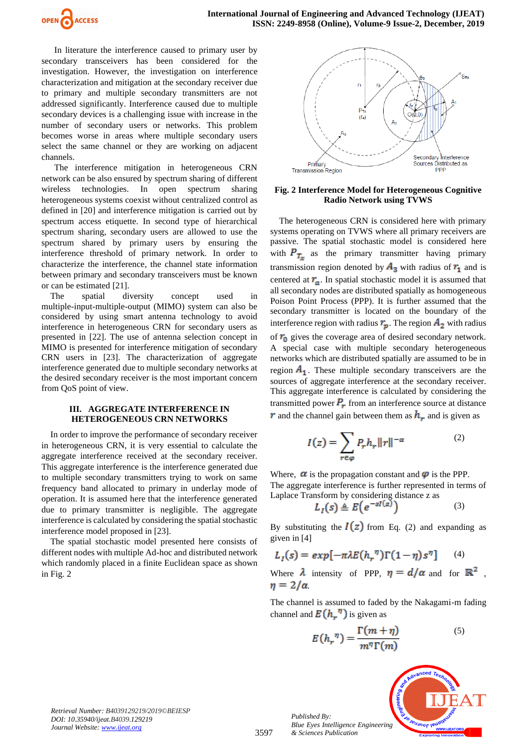In literature the interference caused to primary user by secondary transceivers has been considered for the investigation. However, the investigation on interference characterization and mitigation at the secondary receiver due to primary and multiple secondary transmitters are not addressed significantly. Interference caused due to multiple secondary devices is a challenging issue with increase in the number of secondary users or networks. This problem becomes worse in areas where multiple secondary users select the same channel or they are working on adjacent channels.

The interference mitigation in heterogeneous CRN network can be also ensured by spectrum sharing of different wireless technologies. In open spectrum sharing heterogeneous systems coexist without centralized control as defined in [20] and interference mitigation is carried out by spectrum access etiquette. In second type of hierarchical spectrum sharing, secondary users are allowed to use the spectrum shared by primary users by ensuring the interference threshold of primary network. In order to characterize the interference, the channel state information between primary and secondary transceivers must be known or can be estimated [21].

The spatial diversity concept used in multiple-input-multiple-output (MIMO) system can also be considered by using smart antenna technology to avoid interference in heterogeneous CRN for secondary users as presented in [22]. The use of antenna selection concept in MIMO is presented for interference mitigation of secondary CRN users in [23]. The characterization of aggregate interference generated due to multiple secondary networks at the desired secondary receiver is the most important concern from QoS point of view.

## III. AGGREGATE INTERFERENCE IN HETEROGENEOUS CRN NETWORKS

In order to improve the performance of secondary receiver in heterogeneous CRN, it is very essential to calculate the aggregate interference received at the secondary receiver. This aggregate interference is the interference generated due to multiple secondary transmitters trying to work on same frequency band allocated to primary in underlay mode of operation. It is assumed here that the interference generated due to primary transmitter is negligible. The aggregate interference is calculated by considering the spatial stochastic interference model proposed in [23].

The spatial stochastic model presented here consists of different nodes with multiple Ad-hoc and distributed network which randomly placed in a finite Euclidean space as shown in Fig. 2

**Fig. 2 Interference Model for Heterogeneous Cognitive Radio Network using TVWS**

The heterogeneous CRN is considered here with primary systems operating on TVWS where all primary receivers are passive. The spatial stochastic model is considered here with $P_{T_x}$ as the primary transmitter having primary transmission region denoted by $A_3$ with radius of $r_1$ and is centered at $r_a$. In spatial stochastic model it is assumed that all secondary nodes are distributed spatially as homogeneous Poison Point Process (PPP). It is further assumed that the secondary transmitter is located on the boundary of the interference region with radius $r_p$. The region $A_2$ with radius of $r_0$ gives the coverage area of desired secondary network. A special case with multiple secondary heterogeneous networks which are distributed spatially are assumed to be in region $A_1$. These multiple secondary transceivers are the sources of aggregate interference at the secondary receiver. This aggregate interference is calculated by considering the transmitted power $P_r$ from an interference source at distance $r$ and the channel gain between them as $h_r$ and is given as

$$I(z) = \sum_{r\in\varphi} P_r h_r \|r\|^{-\alpha} \tag{2}$$

Where, $\alpha$ is the propagation constant and $\varphi$ is the PPP.
The aggregate interference is further represented in terms of Laplace Transform by considering distance z as

$$L_I(s) \triangleq E\left(e^{-sI(z)}\right) \tag{3}$$

By substituting the $I(z)$ from Eq. (2) and expanding as given in [4]

$$L_I(s) = exp[-\pi\lambda E(h_r{}^{\eta})\Gamma(1-\eta)s^{\eta}] \tag{4}$$

Where $\lambda$ intensity of PPP, $\eta = d/\alpha$ and for $\mathbb{R}^2$, $\eta = 2/\alpha$.

The channel is assumed to faded by the Nakagami-m fading channel and $E(h_r{}^{\eta})$ is given as

$$E(h_r{}^{\eta}) = \frac{\Gamma(m+\eta)}{m^{\eta}\Gamma(m)} \tag{5}$$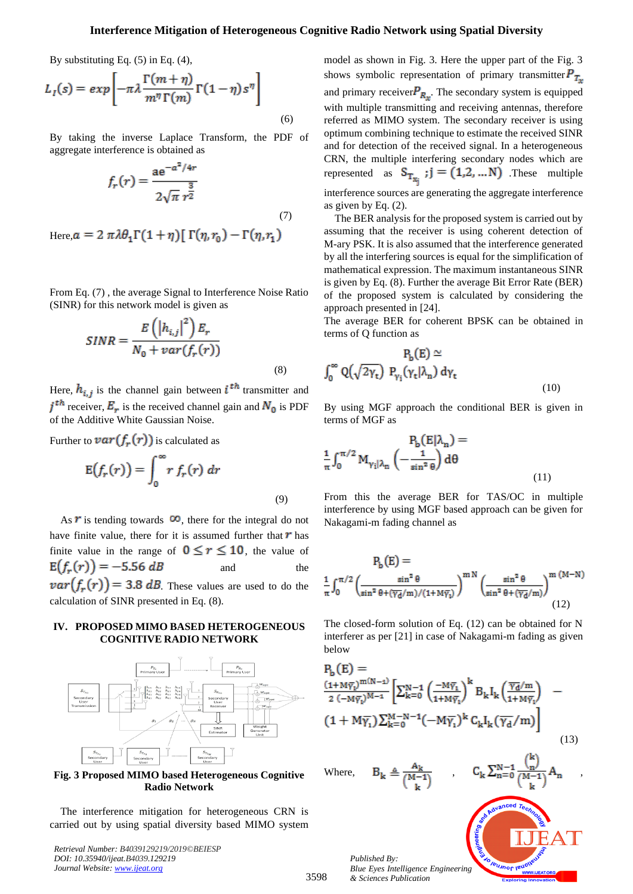By substituting Eq. (5) in Eq. (4),

$$L_I(s) = exp\left[-\pi\lambda \frac{\Gamma(m+\eta)}{m^{\eta}\Gamma(m)}\Gamma(1-\eta)s^{\eta}\right] \tag{6}$$

By taking the inverse Laplace Transform, the PDF of aggregate interference is obtained as

$$f_r(r) = \frac{ae^{-a^2/4r}}{2\sqrt{\pi}\, r^{\frac{3}{2}}} \tag{7}$$

Here, $a = 2\,\pi\lambda\theta_1\Gamma(1+\eta)[\,\Gamma(\eta, r_0) - \Gamma(\eta, r_1)$

From Eq. (7) , the average Signal to Interference Noise Ratio (SINR) for this network model is given as

$$SINR = \frac{E\left(\left|h_{i,j}\right|^2\right)E_r}{N_0 + var(f_r(r))} \tag{8}$$

Here, $h_{i,j}$ is the channel gain between $i^{th}$ transmitter and $j^{th}$ receiver, $E_r$ is the received channel gain and $N_0$ is PDF of the Additive White Gaussian Noise.

Further to $var(f_r(r))$ is calculated as

$$E(f_r(r)) = \int_0^{\infty} r\, f_r(r)\, dr \tag{9}$$

As $r$ is tending towards $\infty$, there for the integral do not have finite value, there for it is assumed further that $r$ has finite value in the range of $0 \leq r \leq 10$, the value of $E(f_r(r)) = -5.56\ dB$ and the $var(f_r(r)) = 3.8\ dB$. These values are used to do the calculation of SINR presented in Eq. (8).

## IV. PROPOSED MIMO BASED HETEROGENEOUS COGNITIVE RADIO NETWORK

**Fig. 3 Proposed MIMO based Heterogeneous Cognitive Radio Network**

The interference mitigation for heterogeneous CRN is carried out by using spatial diversity based MIMO system model as shown in Fig. 3. Here the upper part of the Fig. 3 shows symbolic representation of primary transmitter $P_{T_x}$ and primary receiver $P_{R_x}$. The secondary system is equipped with multiple transmitting and receiving antennas, therefore referred as MIMO system. The secondary receiver is using optimum combining technique to estimate the received SINR and for detection of the received signal. In a heterogeneous CRN, the multiple interfering secondary nodes which are represented as $S_{T_{X_j}}; j = (1, 2, \ldots N)$ .These multiple interference sources are generating the aggregate interference as given by Eq. (2).

The BER analysis for the proposed system is carried out by assuming that the receiver is using coherent detection of M-ary PSK. It is also assumed that the interference generated by all the interfering sources is equal for the simplification of mathematical expression. The maximum instantaneous SINR is given by Eq. (8). Further the average Bit Error Rate (BER) of the proposed system is calculated by considering the approach presented in [24].

The average BER for coherent BPSK can be obtained in terms of Q function as

$$P_b(E) \simeq \int_0^{\infty} Q\left(\sqrt{2\gamma_t}\right)\, P_{\gamma_i}(\gamma_t|\lambda_n)\, d\gamma_t \tag{10}$$

By using MGF approach the conditional BER is given in terms of MGF as

$$P_b(E|\lambda_n) = \frac{1}{\pi}\int_0^{\pi/2} M_{\gamma_i|\lambda_n}\left(-\frac{1}{\sin^2\theta}\right) d\theta \tag{11}$$

From this the average BER for TAS/OC in multiple interference by using MGF based approach can be given for Nakagami-m fading channel as

$$P_b(E) = \frac{1}{\pi}\int_0^{\pi/2} \left(\frac{\sin^2\theta}{\sin^2\theta + (\overline{\gamma_d}/m)/(1+M\overline{\gamma_I})}\right)^{mN} \left(\frac{\sin^2\theta}{\sin^2\theta + (\overline{\gamma_d}/m)}\right)^{m(M-N)} \tag{12}$$

The closed-form solution of Eq. (12) can be obtained for N interferer as per [21] in case of Nakagami-m fading as given below

$$P_b(E) = \frac{(1+M\overline{\gamma_I})^{m(N-1)}}{2\,(-M\overline{\gamma_I})^{M-1}}\left[\Sigma_{k=0}^{N-1}\left(\frac{-M\overline{\gamma_I}}{1+M\overline{\gamma_I}}\right)^k B_k I_k\left(\frac{\overline{\gamma_d}/m}{1+M\overline{\gamma_I}}\right) - (1+M\overline{\gamma_I})\Sigma_{k=0}^{M-N-1}(-M\overline{\gamma_I})^k C_k I_k(\overline{\gamma_d}/m)\right] \tag{13}$$

Where, $B_k \triangleq \frac{A_k}{\binom{M-1}{k}}$ , $C_k\, \Sigma_{n=0}^{N-1} \frac{\binom{k}{n}}{\binom{M-1}{k}} A_n$ ,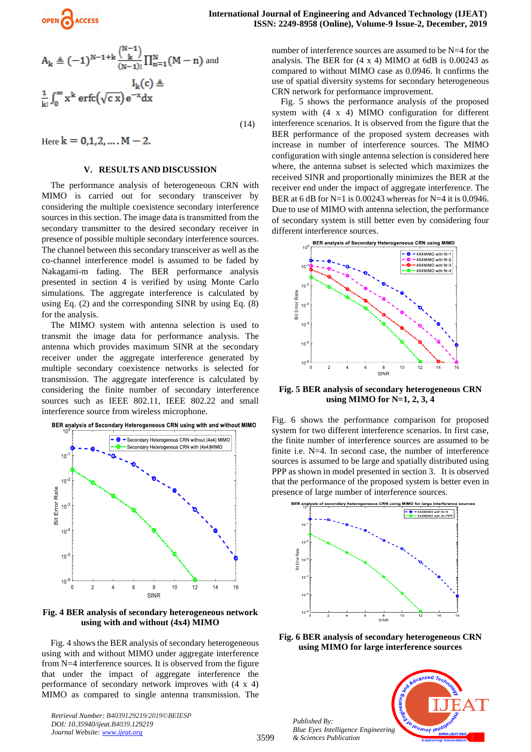$$A_k \triangleq (-1)^{N-1+k} \frac{\binom{N-1}{k}}{(N-1)!} \prod_{n=1}^{N}(M-n) \text{ and}$$

$$I_k(c) \triangleq \frac{1}{k!} \int_0^\infty x^k \operatorname{erfc}\left(\sqrt{c\,x}\right) e^{-x} dx \tag{14}$$

Here $k = 0,1,2, \ldots . M-2.$

## V. RESULTS AND DISCUSSION

The performance analysis of heterogeneous CRN with MIMO is carried out for secondary transceiver by considering the multiple coexistence secondary interference sources in this section. The image data is transmitted from the secondary transmitter to the desired secondary receiver in presence of possible multiple secondary interference sources. The channel between this secondary transceiver as well as the co-channel interference model is assumed to be faded by Nakagami-m fading. The BER performance analysis presented in section 4 is verified by using Monte Carlo simulations. The aggregate interference is calculated by using Eq. (2) and the corresponding SINR by using Eq. (8) for the analysis.

The MIMO system with antenna selection is used to transmit the image data for performance analysis. The antenna which provides maximum SINR at the secondary receiver under the aggregate interference generated by multiple secondary coexistence networks is selected for transmission. The aggregate interference is calculated by considering the finite number of secondary interference sources such as IEEE 802.11, IEEE 802.22 and small interference source from wireless microphone.

**Fig. 4 BER analysis of secondary heterogeneous network using with and without (4x4) MIMO**

Fig. 4 shows the BER analysis of secondary heterogeneous using with and without MIMO under aggregate interference from N=4 interference sources. It is observed from the figure that under the impact of aggregate interference the performance of secondary network improves with (4 x 4) MIMO as compared to single antenna transmission. The number of interference sources are assumed to be N=4 for the analysis. The BER for (4 x 4) MIMO at 6dB is 0.00243 as compared to without MIMO case as 0.0946. It confirms the use of spatial diversity systems for secondary heterogeneous CRN network for performance improvement.

Fig. 5 shows the performance analysis of the proposed system with (4 x 4) MIMO configuration for different interference scenarios. It is observed from the figure that the BER performance of the proposed system decreases with increase in number of interference sources. The MIMO configuration with single antenna selection is considered here where, the antenna subset is selected which maximizes the received SINR and proportionally minimizes the BER at the receiver end under the impact of aggregate interference. The BER at 6 dB for N=1 is 0.00243 whereas for N=4 it is 0.0946. Due to use of MIMO with antenna selection, the performance of secondary system is still better even by considering four different interference sources.

**Fig. 5 BER analysis of secondary heterogeneous CRN using MIMO for N=1, 2, 3, 4**

Fig. 6 shows the performance comparison for proposed system for two different interference scenarios. In first case, the finite number of interference sources are assumed to be finite i.e. N=4. In second case, the number of interference sources is assumed to be large and spatially distributed using PPP as shown in model presented in section 3. It is observed that the performance of the proposed system is better even in presence of large number of interference sources.

**Fig. 6 BER analysis of secondary heterogeneous CRN using MIMO for large interference sources**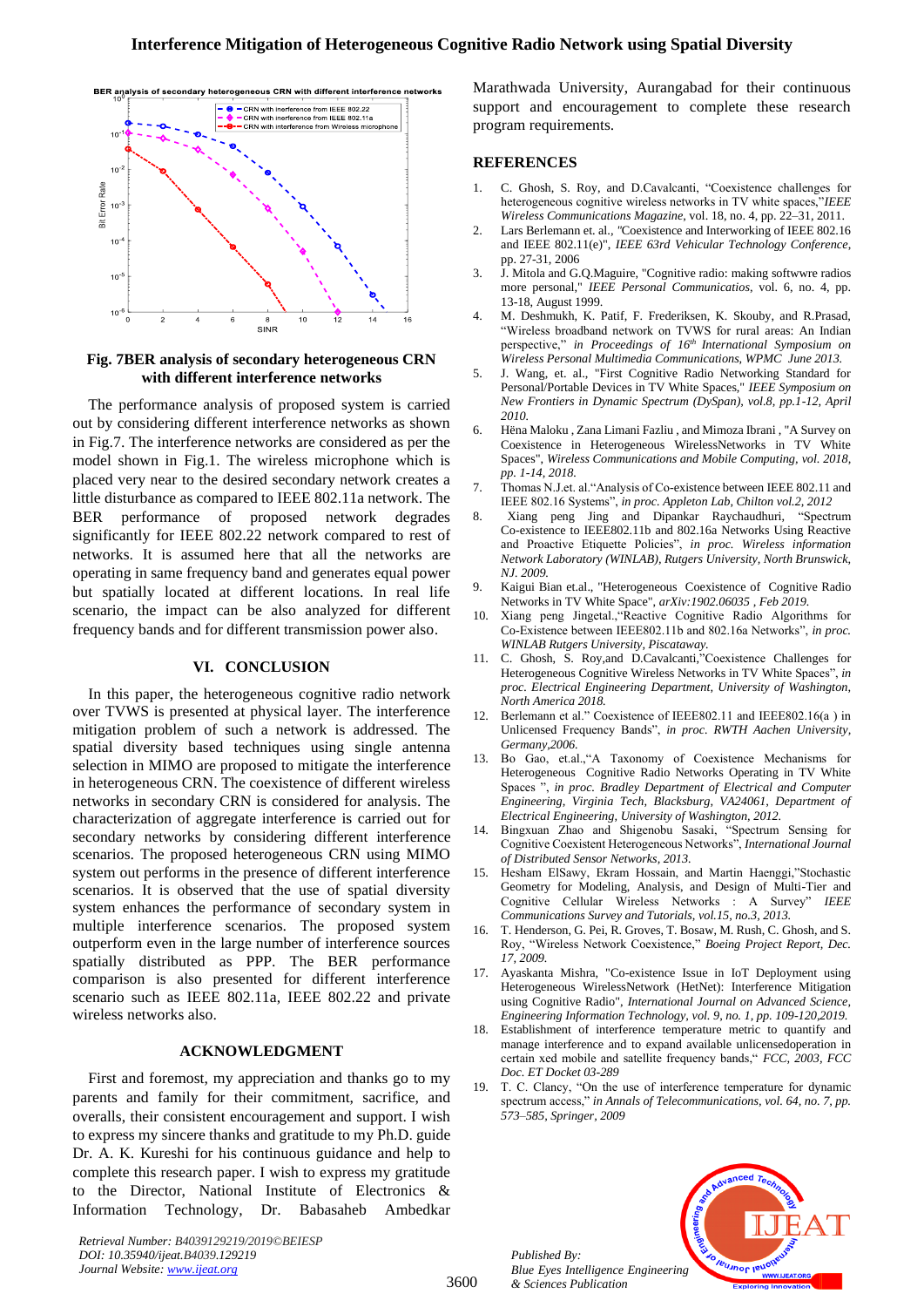Fig. 7BER analysis of secondary heterogeneous CRN with different interference networks

The performance analysis of proposed system is carried out by considering different interference networks as shown in Fig.7. The interference networks are considered as per the model shown in Fig.1. The wireless microphone which is placed very near to the desired secondary network creates a little disturbance as compared to IEEE 802.11a network. The BER performance of proposed network degrades significantly for IEEE 802.22 network compared to rest of networks. It is assumed here that all the networks are operating in same frequency band and generates equal power but spatially located at different locations. In real life scenario, the impact can be also analyzed for different frequency bands and for different transmission power also.

## VI. CONCLUSION

In this paper, the heterogeneous cognitive radio network over TVWS is presented at physical layer. The interference mitigation problem of such a network is addressed. The spatial diversity based techniques using single antenna selection in MIMO are proposed to mitigate the interference in heterogeneous CRN. The coexistence of different wireless networks in secondary CRN is considered for analysis. The characterization of aggregate interference is carried out for secondary networks by considering different interference scenarios. The proposed heterogeneous CRN using MIMO system out performs in the presence of different interference scenarios. It is observed that the use of spatial diversity system enhances the performance of secondary system in multiple interference scenarios. The proposed system outperform even in the large number of interference sources spatially distributed as PPP. The BER performance comparison is also presented for different interference scenario such as IEEE 802.11a, IEEE 802.22 and private wireless networks also.

## ACKNOWLEDGMENT

First and foremost, my appreciation and thanks go to my parents and family for their commitment, sacrifice, and overalls, their consistent encouragement and support. I wish to express my sincere thanks and gratitude to my Ph.D. guide Dr. A. K. Kureshi for his continuous guidance and help to complete this research paper. I wish to express my gratitude to the Director, National Institute of Electronics & Information Technology, Dr. Babasaheb Ambedkar Marathwada University, Aurangabad for their continuous support and encouragement to complete these research program requirements.

## REFERENCES

1. C. Ghosh, S. Roy, and D.Cavalcanti, "Coexistence challenges for heterogeneous cognitive wireless networks in TV white spaces," *IEEE Wireless Communications Magazine*, vol. 18, no. 4, pp. 22–31, 2011.
2. Lars Berlemann et. al., "Coexistence and Interworking of IEEE 802.16 and IEEE 802.11(e)", *IEEE 63rd Vehicular Technology Conference*, pp. 27-31, 2006
3. J. Mitola and G.Q.Maguire, "Cognitive radio: making softwwre radios more personal," *IEEE Personal Communications*, vol. 6, no. 4, pp. 13-18, August 1999.
4. M. Deshmukh, K. Patif, F. Frederiksen, K. Skouby, and R.Prasad, "Wireless broadband network on TVWS for rural areas: An Indian perspective," *in Proceedings of 16th International Symposium on Wireless Personal Multimedia Communications, WPMC June 2013.*
5. J. Wang, et. al., "First Cognitive Radio Networking Standard for Personal/Portable Devices in TV White Spaces," *IEEE Symposium on New Frontiers in Dynamic Spectrum (DySpan), vol.8, pp.1-12, April 2010.*
6. Hëna Maloku , Zana Limani Fazliu , and Mimoza Ibrani , "A Survey on Coexistence in Heterogeneous WirelessNetworks in TV White Spaces", *Wireless Communications and Mobile Computing, vol. 2018, pp. 1-14, 2018.*
7. Thomas N.J.et. al."Analysis of Co-existence between IEEE 802.11 and IEEE 802.16 Systems", *in proc. Appleton Lab, Chilton vol.2, 2012*
8. Xiang peng Jing and Dipankar Raychaudhuri, "Spectrum Co-existence to IEEE802.11b and 802.16a Networks Using Reactive and Proactive Etiquette Policies", *in proc. Wireless information Network Laboratory (WINLAB), Rutgers University, North Brunswick, NJ. 2009.*
9. Kaigui Bian et.al., "Heterogeneous Coexistence of Cognitive Radio Networks in TV White Space", *arXiv:1902.06035 , Feb 2019.*
10. Xiang peng Jingetal.,"Reactive Cognitive Radio Algorithms for Co-Existence between IEEE802.11b and 802.16a Networks", *in proc. WINLAB Rutgers University, Piscataway.*
11. C. Ghosh, S. Roy,and D.Cavalcanti,"Coexistence Challenges for Heterogeneous Cognitive Wireless Networks in TV White Spaces", *in proc. Electrical Engineering Department, University of Washington, North America 2018.*
12. Berlemann et al." Coexistence of IEEE802.11 and IEEE802.16(a ) in Unlicensed Frequency Bands", *in proc. RWTH Aachen University, Germany,2006.*
13. Bo Gao, et.al.,"A Taxonomy of Coexistence Mechanisms for Heterogeneous Cognitive Radio Networks Operating in TV White Spaces ", *in proc. Bradley Department of Electrical and Computer Engineering, Virginia Tech, Blacksburg, VA24061, Department of Electrical Engineering, University of Washington, 2012.*
14. Bingxuan Zhao and Shigenobu Sasaki, "Spectrum Sensing for Cognitive Coexistent Heterogeneous Networks", *International Journal of Distributed Sensor Networks, 2013.*
15. Hesham ElSawy, Ekram Hossain, and Martin Haenggi,"Stochastic Geometry for Modeling, Analysis, and Design of Multi-Tier and Cognitive Cellular Wireless Networks : A Survey" *IEEE Communications Survey and Tutorials, vol.15, no.3, 2013.*
16. T. Henderson, G. Pei, R. Groves, T. Bosaw, M. Rush, C. Ghosh, and S. Roy, "Wireless Network Coexistence," *Boeing Project Report, Dec. 17, 2009.*
17. Ayaskanta Mishra, "Co-existence Issue in IoT Deployment using Heterogeneous WirelessNetwork (HetNet): Interference Mitigation using Cognitive Radio", *International Journal on Advanced Science, Engineering Information Technology, vol. 9, no. 1, pp. 109-120,2019.*
18. Establishment of interference temperature metric to quantify and manage interference and to expand available unlicensedoperation in certain xed mobile and satellite frequency bands," *FCC, 2003, FCC Doc. ET Docket 03-289*
19. T. C. Clancy, "On the use of interference temperature for dynamic spectrum access," *in Annals of Telecommunications, vol. 64, no. 7, pp. 573–585, Springer, 2009*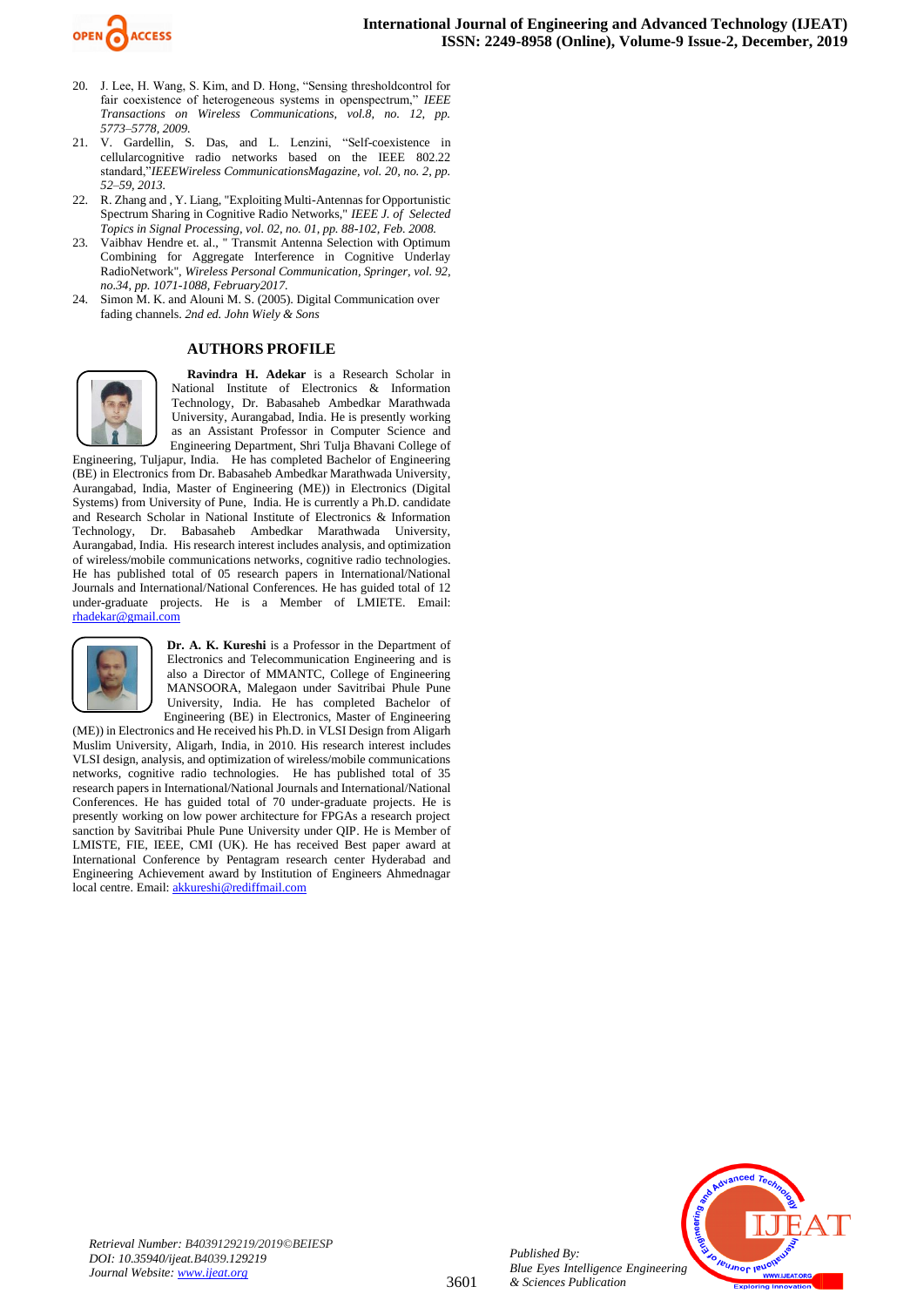20. J. Lee, H. Wang, S. Kim, and D. Hong, "Sensing thresholdcontrol for fair coexistence of heterogeneous systems in openspectrum," *IEEE Transactions on Wireless Communications, vol.8, no. 12, pp. 5773–5778, 2009.*
21. V. Gardellin, S. Das, and L. Lenzini, "Self-coexistence in cellularcognitive radio networks based on the IEEE 802.22 standard,"*IEEEWireless CommunicationsMagazine, vol. 20, no. 2, pp. 52–59, 2013.*
22. R. Zhang and , Y. Liang, "Exploiting Multi-Antennas for Opportunistic Spectrum Sharing in Cognitive Radio Networks," *IEEE J. of Selected Topics in Signal Processing, vol. 02, no. 01, pp. 88-102, Feb. 2008.*
23. Vaibhav Hendre et. al., " Transmit Antenna Selection with Optimum Combining for Aggregate Interference in Cognitive Underlay RadioNetwork", *Wireless Personal Communication, Springer, vol. 92, no.34, pp. 1071-1088, February2017.*
24. Simon M. K. and Alouni M. S. (2005). Digital Communication over fading channels. *2nd ed. John Wiely & Sons*

## AUTHORS PROFILE

**Ravindra H. Adekar** is a Research Scholar in National Institute of Electronics & Information Technology, Dr. Babasaheb Ambedkar Marathwada University, Aurangabad, India. He is presently working as an Assistant Professor in Computer Science and Engineering Department, Shri Tulja Bhavani College of Engineering, Tuljapur, India. He has completed Bachelor of Engineering (BE) in Electronics from Dr. Babasaheb Ambedkar Marathwada University, Aurangabad, India, Master of Engineering (ME)) in Electronics (Digital Systems) from University of Pune, India. He is currently a Ph.D. candidate and Research Scholar in National Institute of Electronics & Information Technology, Dr. Babasaheb Ambedkar Marathwada University, Aurangabad, India. His research interest includes analysis, and optimization of wireless/mobile communications networks, cognitive radio technologies. He has published total of 05 research papers in International/National Journals and International/National Conferences. He has guided total of 12 under-graduate projects. He is a Member of LMIETE. Email: rhadekar@gmail.com

**Dr. A. K. Kureshi** is a Professor in the Department of Electronics and Telecommunication Engineering and is also a Director of MMANTC, College of Engineering MANSOORA, Malegaon under Savitribai Phule Pune University, India. He has completed Bachelor of Engineering (BE) in Electronics, Master of Engineering (ME)) in Electronics and He received his Ph.D. in VLSI Design from Aligarh Muslim University, Aligarh, India, in 2010. His research interest includes VLSI design, analysis, and optimization of wireless/mobile communications networks, cognitive radio technologies. He has published total of 35 research papers in International/National Journals and International/National Conferences. He has guided total of 70 under-graduate projects. He is presently working on low power architecture for FPGAs a research project sanction by Savitribai Phule Pune University under QIP. He is Member of LMISTE, FIE, IEEE, CMI (UK). He has received Best paper award at International Conference by Pentagram research center Hyderabad and Engineering Achievement award by Institution of Engineers Ahmednagar local centre. Email: akkureshi@rediffmail.com